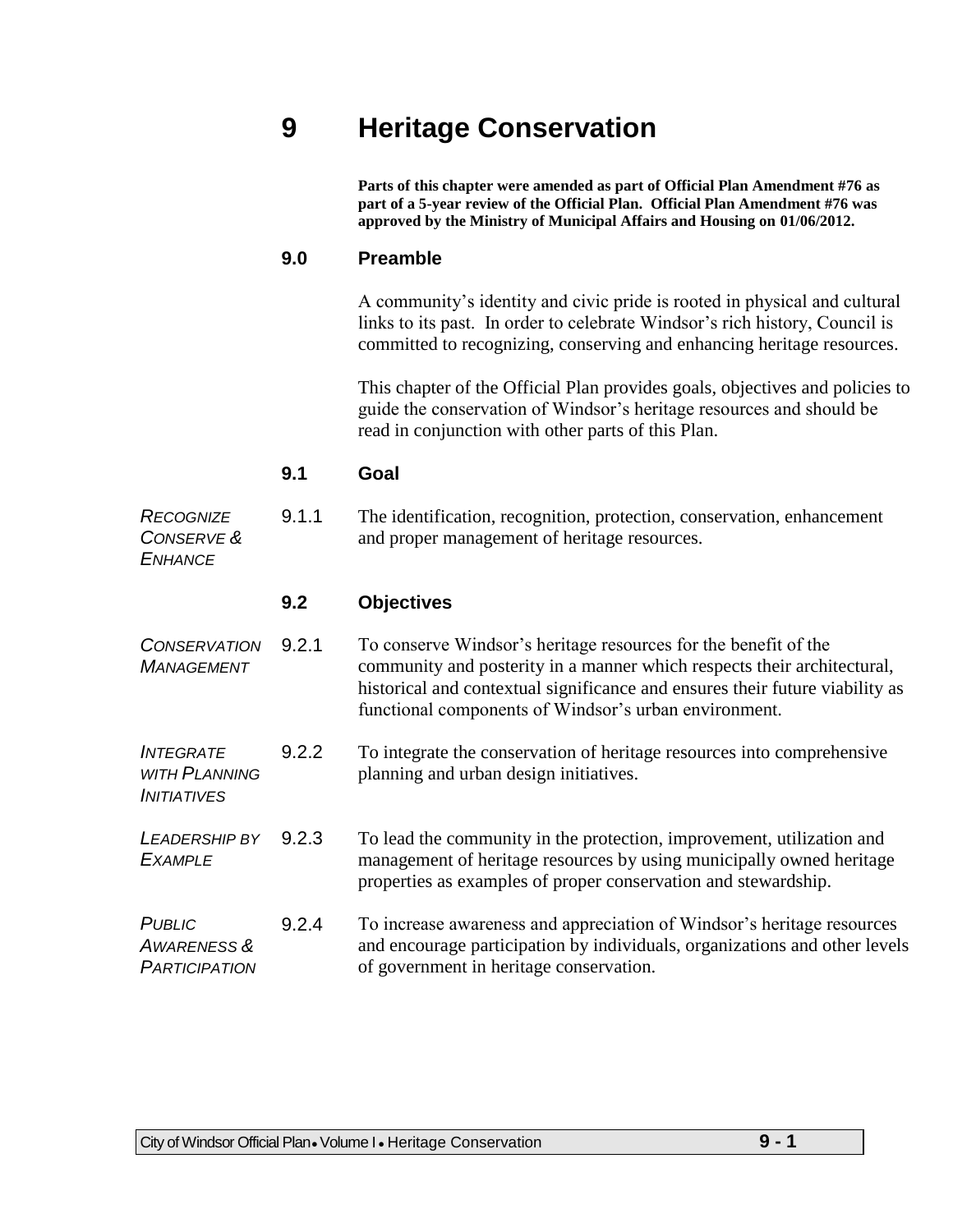# 9 Heritage Conservation

**Parts of this chapter were amended as part of Official Plan Amendment #76 as part of a 5-year review of the Official Plan. Official Plan Amendment #76 was approved by the Ministry of Municipal Affairs and Housing on 01/06/2012.**

## 9.0 Preamble

A community's identity and civic pride is rooted in physical and cultural links to its past. In order to celebrate Windsor's rich history, Council is committed to recognizing, conserving and enhancing heritage resources.

This chapter of the Official Plan provides goals, objectives and policies to guide the conservation of Windsor's heritage resources and should be read in conjunction with other parts of this Plan.

## 9.1 Goal

*RECOGNIZE CONSERVE & ENHANCE*

9.1.1 The identification, recognition, protection, conservation, enhancement and proper management of heritage resources.

## 9.2 Objectives

*CONSERVATION MANAGEMENT*

9.2.1 To conserve Windsor's heritage resources for the benefit of the community and posterity in a manner which respects their architectural, historical and contextual significance and ensures their future viability as functional components of Windsor's urban environment.

*INTEGRATE WITH PLANNING INITIATIVES*

9.2.2 To integrate the conservation of heritage resources into comprehensive planning and urban design initiatives.

*LEADERSHIP BY EXAMPLE*

9.2.3 To lead the community in the protection, improvement, utilization and management of heritage resources by using municipally owned heritage properties as examples of proper conservation and stewardship.

*PUBLIC AWARENESS & PARTICIPATION*

9.2.4 To increase awareness and appreciation of Windsor's heritage resources and encourage participation by individuals, organizations and other levels of government in heritage conservation.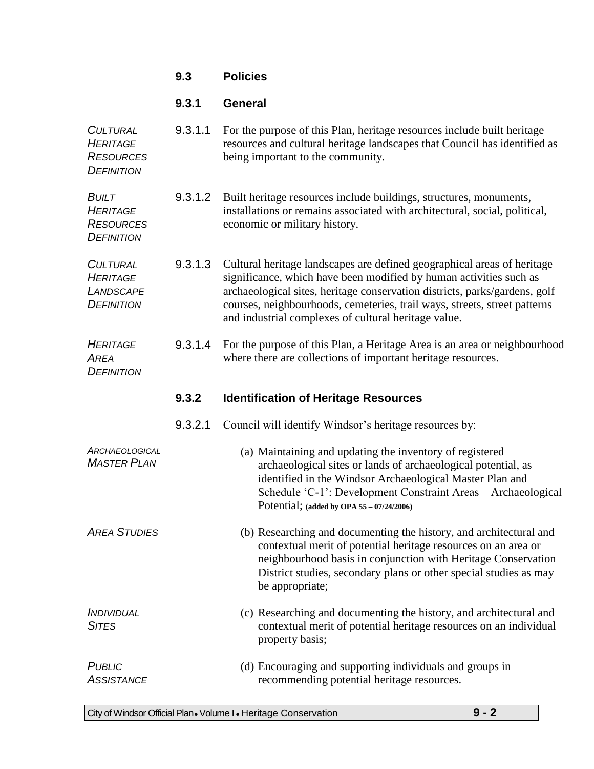## 9.3 Policies

### 9.3.1 General

*CULTURAL HERITAGE RESOURCES DEFINITION*

9.3.1.1 For the purpose of this Plan, heritage resources include built heritage resources and cultural heritage landscapes that Council has identified as being important to the community.

*BUILT HERITAGE RESOURCES DEFINITION*

9.3.1.2 Built heritage resources include buildings, structures, monuments, installations or remains associated with architectural, social, political, economic or military history.

*CULTURAL HERITAGE LANDSCAPE DEFINITION*

9.3.1.3 Cultural heritage landscapes are defined geographical areas of heritage significance, which have been modified by human activities such as archaeological sites, heritage conservation districts, parks/gardens, golf courses, neighbourhoods, cemeteries, trail ways, streets, street patterns and industrial complexes of cultural heritage value.

*HERITAGE AREA DEFINITION*

9.3.1.4 For the purpose of this Plan, a Heritage Area is an area or neighbourhood where there are collections of important heritage resources.

### 9.3.2 Identification of Heritage Resources

9.3.2.1 Council will identify Windsor's heritage resources by:

*ARCHAEOLOGICAL MASTER PLAN*

(a) Maintaining and updating the inventory of registered archaeological sites or lands of archaeological potential, as identified in the Windsor Archaeological Master Plan and Schedule 'C-1': Development Constraint Areas – Archaeological Potential; **(added by OPA 55 – 07/24/2006)**

*AREA STUDIES*

(b) Researching and documenting the history, and architectural and contextual merit of potential heritage resources on an area or neighbourhood basis in conjunction with Heritage Conservation District studies, secondary plans or other special studies as may be appropriate;

*INDIVIDUAL SITES*

(c) Researching and documenting the history, and architectural and contextual merit of potential heritage resources on an individual property basis;

*PUBLIC ASSISTANCE*

(d) Encouraging and supporting individuals and groups in recommending potential heritage resources.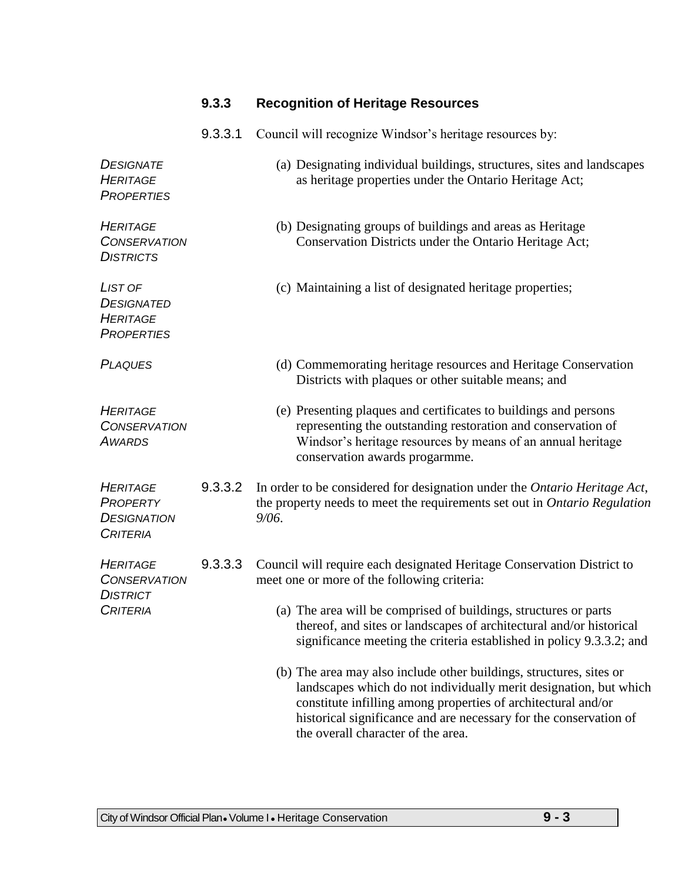### 9.3.3 Recognition of Heritage Resources

9.3.3.1 Council will recognize Windsor's heritage resources by:

*Designate Heritage Properties*

(a) Designating individual buildings, structures, sites and landscapes as heritage properties under the Ontario Heritage Act;

*Heritage Conservation Districts*

(b) Designating groups of buildings and areas as Heritage Conservation Districts under the Ontario Heritage Act;

*List of Designated Heritage Properties*

(c) Maintaining a list of designated heritage properties;

*Plaques*

(d) Commemorating heritage resources and Heritage Conservation Districts with plaques or other suitable means; and

*Heritage Conservation Awards*

(e) Presenting plaques and certificates to buildings and persons representing the outstanding restoration and conservation of Windsor's heritage resources by means of an annual heritage conservation awards progarmme.

*Heritage Property Designation Criteria*

9.3.3.2 In order to be considered for designation under the *Ontario Heritage Act*, the property needs to meet the requirements set out in *Ontario Regulation 9/06*.

*Heritage Conservation District Criteria*

9.3.3.3 Council will require each designated Heritage Conservation District to meet one or more of the following criteria:

(a) The area will be comprised of buildings, structures or parts thereof, and sites or landscapes of architectural and/or historical significance meeting the criteria established in policy 9.3.3.2; and

(b) The area may also include other buildings, structures, sites or landscapes which do not individually merit designation, but which constitute infilling among properties of architectural and/or historical significance and are necessary for the conservation of the overall character of the area.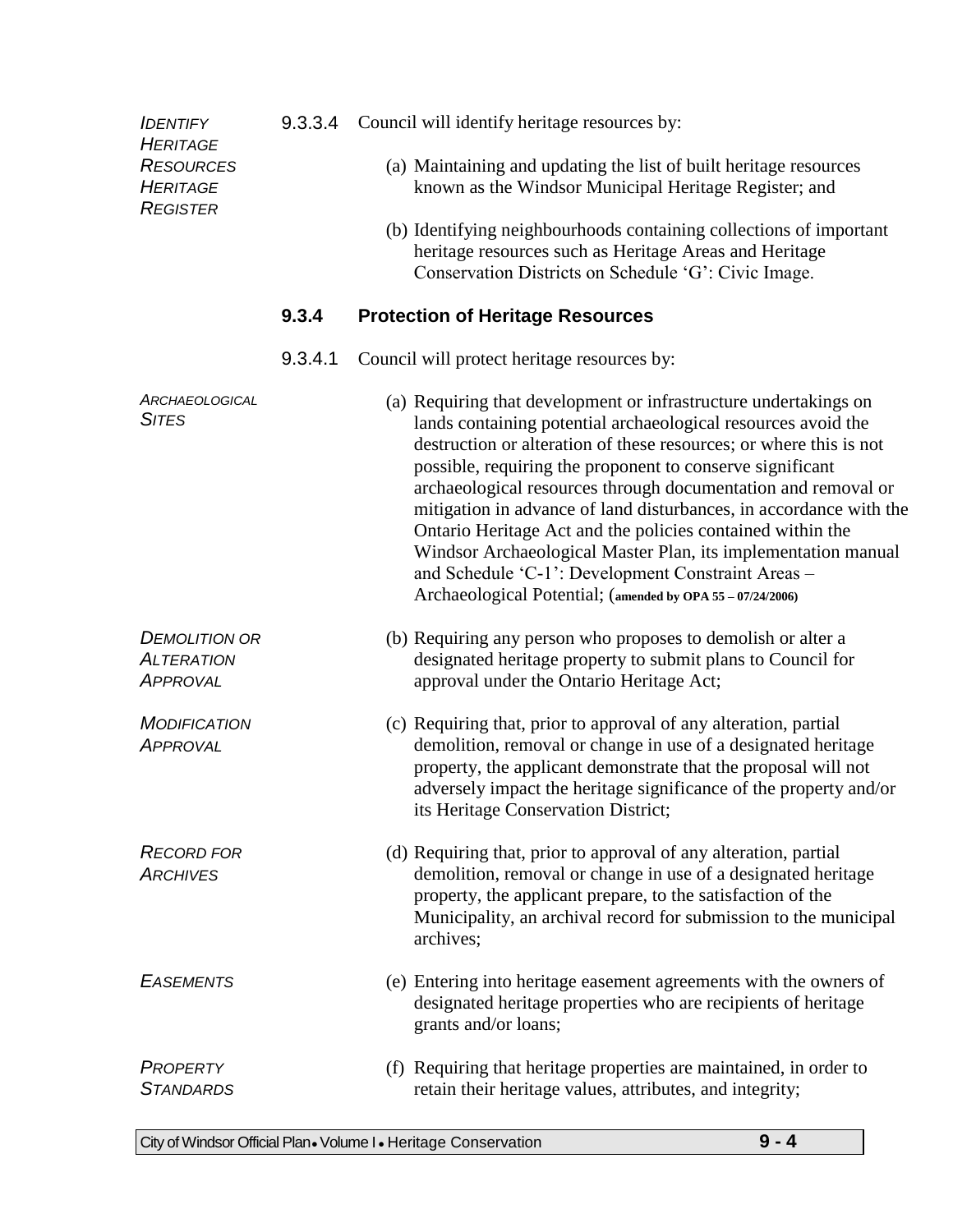*IDENTIFY HERITAGE RESOURCES HERITAGE REGISTER*

9.3.3.4 Council will identify heritage resources by:

(a) Maintaining and updating the list of built heritage resources known as the Windsor Municipal Heritage Register; and

(b) Identifying neighbourhoods containing collections of important heritage resources such as Heritage Areas and Heritage Conservation Districts on Schedule 'G': Civic Image.

### 9.3.4 Protection of Heritage Resources

9.3.4.1 Council will protect heritage resources by:

*ARCHAEOLOGICAL SITES*

(a) Requiring that development or infrastructure undertakings on lands containing potential archaeological resources avoid the destruction or alteration of these resources; or where this is not possible, requiring the proponent to conserve significant archaeological resources through documentation and removal or mitigation in advance of land disturbances, in accordance with the Ontario Heritage Act and the policies contained within the Windsor Archaeological Master Plan, its implementation manual and Schedule 'C-1': Development Constraint Areas – Archaeological Potential; (**amended by OPA 55 – 07/24/2006)**

*DEMOLITION OR ALTERATION APPROVAL*

(b) Requiring any person who proposes to demolish or alter a designated heritage property to submit plans to Council for approval under the Ontario Heritage Act;

*MODIFICATION APPROVAL*

(c) Requiring that, prior to approval of any alteration, partial demolition, removal or change in use of a designated heritage property, the applicant demonstrate that the proposal will not adversely impact the heritage significance of the property and/or its Heritage Conservation District;

*RECORD FOR ARCHIVES*

(d) Requiring that, prior to approval of any alteration, partial demolition, removal or change in use of a designated heritage property, the applicant prepare, to the satisfaction of the Municipality, an archival record for submission to the municipal archives;

*EASEMENTS*

(e) Entering into heritage easement agreements with the owners of designated heritage properties who are recipients of heritage grants and/or loans;

*PROPERTY STANDARDS*

(f) Requiring that heritage properties are maintained, in order to retain their heritage values, attributes, and integrity;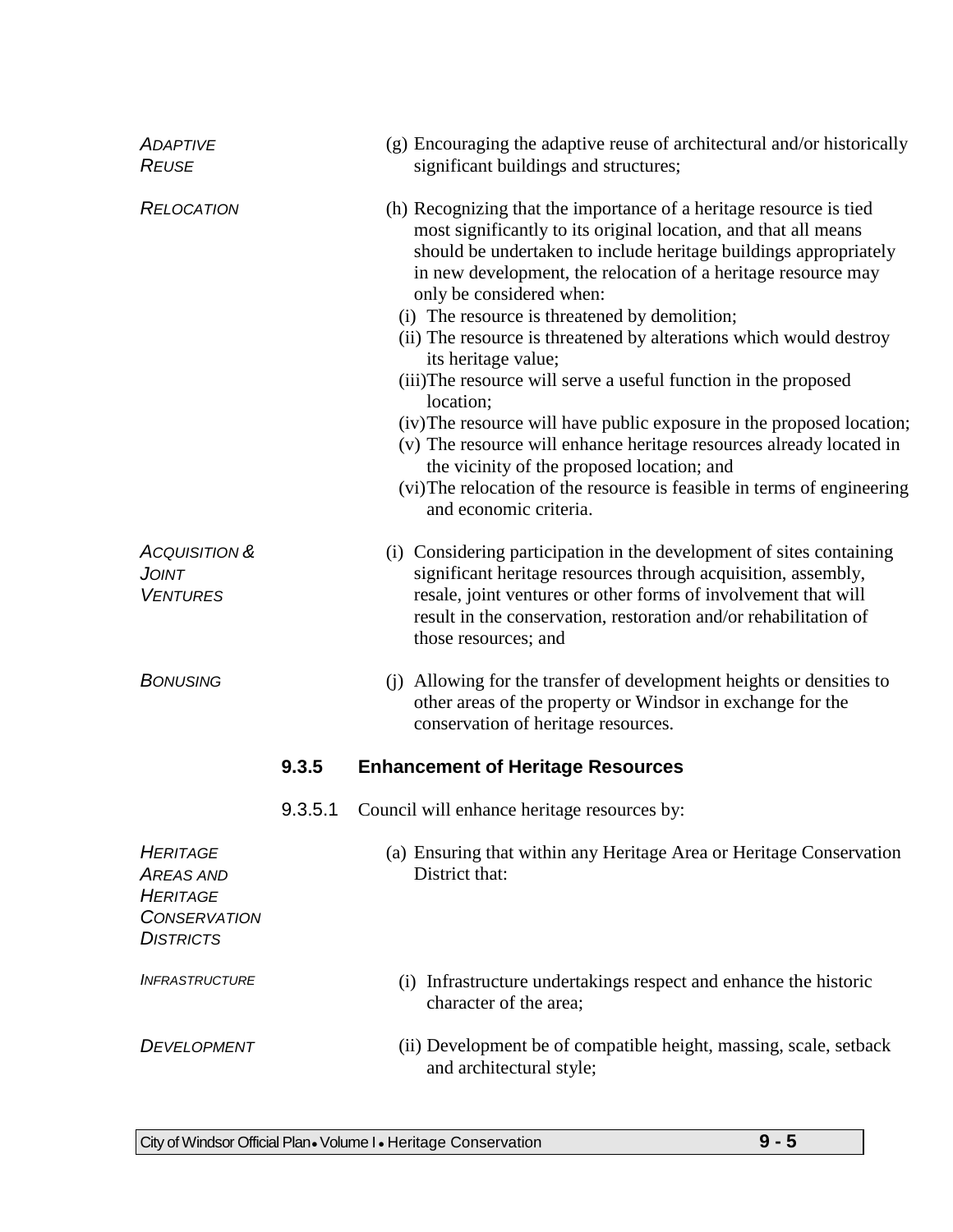*ADAPTIVE REUSE*

(g) Encouraging the adaptive reuse of architectural and/or historically significant buildings and structures;

*RELOCATION*

(h) Recognizing that the importance of a heritage resource is tied most significantly to its original location, and that all means should be undertaken to include heritage buildings appropriately in new development, the relocation of a heritage resource may only be considered when:

- (i) The resource is threatened by demolition;
- (ii) The resource is threatened by alterations which would destroy its heritage value;
- (iii) The resource will serve a useful function in the proposed location;
- (iv) The resource will have public exposure in the proposed location;
- (v) The resource will enhance heritage resources already located in the vicinity of the proposed location; and
- (vi) The relocation of the resource is feasible in terms of engineering and economic criteria.

*ACQUISITION & JOINT VENTURES*

(i) Considering participation in the development of sites containing significant heritage resources through acquisition, assembly, resale, joint ventures or other forms of involvement that will result in the conservation, restoration and/or rehabilitation of those resources; and

*BONUSING*

(j) Allowing for the transfer of development heights or densities to other areas of the property or Windsor in exchange for the conservation of heritage resources.

### 9.3.5 Enhancement of Heritage Resources

9.3.5.1 Council will enhance heritage resources by:

*HERITAGE AREAS AND HERITAGE CONSERVATION DISTRICTS*

(a) Ensuring that within any Heritage Area or Heritage Conservation District that:

*INFRASTRUCTURE*

- (i) Infrastructure undertakings respect and enhance the historic character of the area;

*DEVELOPMENT*

- (ii) Development be of compatible height, massing, scale, setback and architectural style;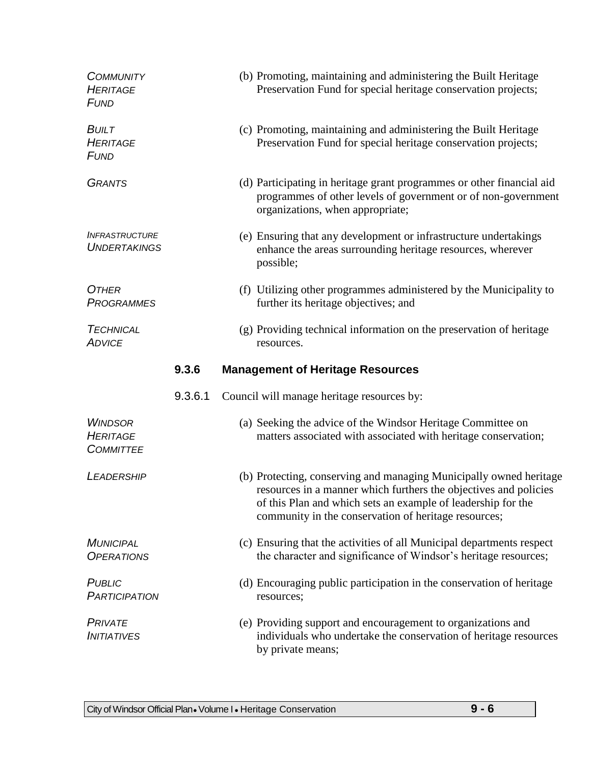*COMMUNITY HERITAGE FUND*

(b) Promoting, maintaining and administering the Built Heritage Preservation Fund for special heritage conservation projects;

*BUILT HERITAGE FUND*

(c) Promoting, maintaining and administering the Built Heritage Preservation Fund for special heritage conservation projects;

*GRANTS*

(d) Participating in heritage grant programmes or other financial aid programmes of other levels of government or of non-government organizations, when appropriate;

*INFRASTRUCTURE UNDERTAKINGS*

(e) Ensuring that any development or infrastructure undertakings enhance the areas surrounding heritage resources, wherever possible;

*OTHER PROGRAMMES*

(f) Utilizing other programmes administered by the Municipality to further its heritage objectives; and

*TECHNICAL ADVICE*

(g) Providing technical information on the preservation of heritage resources.

### 9.3.6 Management of Heritage Resources

9.3.6.1 Council will manage heritage resources by:

*WINDSOR HERITAGE COMMITTEE*

(a) Seeking the advice of the Windsor Heritage Committee on matters associated with associated with heritage conservation;

*LEADERSHIP*

(b) Protecting, conserving and managing Municipally owned heritage resources in a manner which furthers the objectives and policies of this Plan and which sets an example of leadership for the community in the conservation of heritage resources;

*MUNICIPAL OPERATIONS*

(c) Ensuring that the activities of all Municipal departments respect the character and significance of Windsor's heritage resources;

*PUBLIC PARTICIPATION*

(d) Encouraging public participation in the conservation of heritage resources;

*PRIVATE INITIATIVES*

(e) Providing support and encouragement to organizations and individuals who undertake the conservation of heritage resources by private means;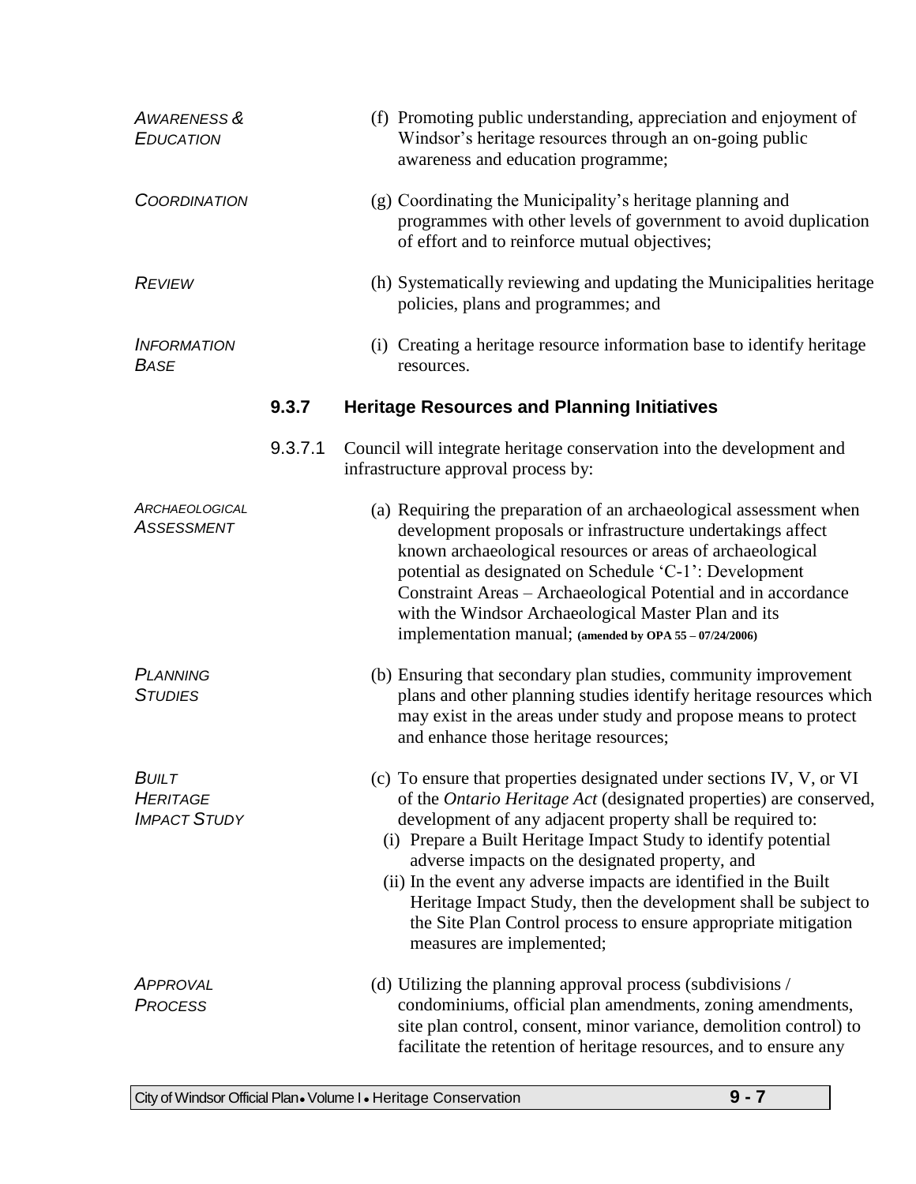*AWARENESS & EDUCATION*

(f) Promoting public understanding, appreciation and enjoyment of Windsor's heritage resources through an on-going public awareness and education programme;

*COORDINATION*

(g) Coordinating the Municipality's heritage planning and programmes with other levels of government to avoid duplication of effort and to reinforce mutual objectives;

*REVIEW*

(h) Systematically reviewing and updating the Municipalities heritage policies, plans and programmes; and

*INFORMATION BASE*

(i) Creating a heritage resource information base to identify heritage resources.

### 9.3.7 Heritage Resources and Planning Initiatives

9.3.7.1 Council will integrate heritage conservation into the development and infrastructure approval process by:

*ARCHAEOLOGICAL ASSESSMENT*

(a) Requiring the preparation of an archaeological assessment when development proposals or infrastructure undertakings affect known archaeological resources or areas of archaeological potential as designated on Schedule 'C-1': Development Constraint Areas – Archaeological Potential and in accordance with the Windsor Archaeological Master Plan and its implementation manual; **(amended by OPA 55 – 07/24/2006)**

*PLANNING STUDIES*

(b) Ensuring that secondary plan studies, community improvement plans and other planning studies identify heritage resources which may exist in the areas under study and propose means to protect and enhance those heritage resources;

*BUILT HERITAGE IMPACT STUDY*

(c) To ensure that properties designated under sections IV, V, or VI of the *Ontario Heritage Act* (designated properties) are conserved, development of any adjacent property shall be required to:
   - (i) Prepare a Built Heritage Impact Study to identify potential adverse impacts on the designated property, and
   - (ii) In the event any adverse impacts are identified in the Built Heritage Impact Study, then the development shall be subject to the Site Plan Control process to ensure appropriate mitigation measures are implemented;

*APPROVAL PROCESS*

(d) Utilizing the planning approval process (subdivisions / condominiums, official plan amendments, zoning amendments, site plan control, consent, minor variance, demolition control) to facilitate the retention of heritage resources, and to ensure any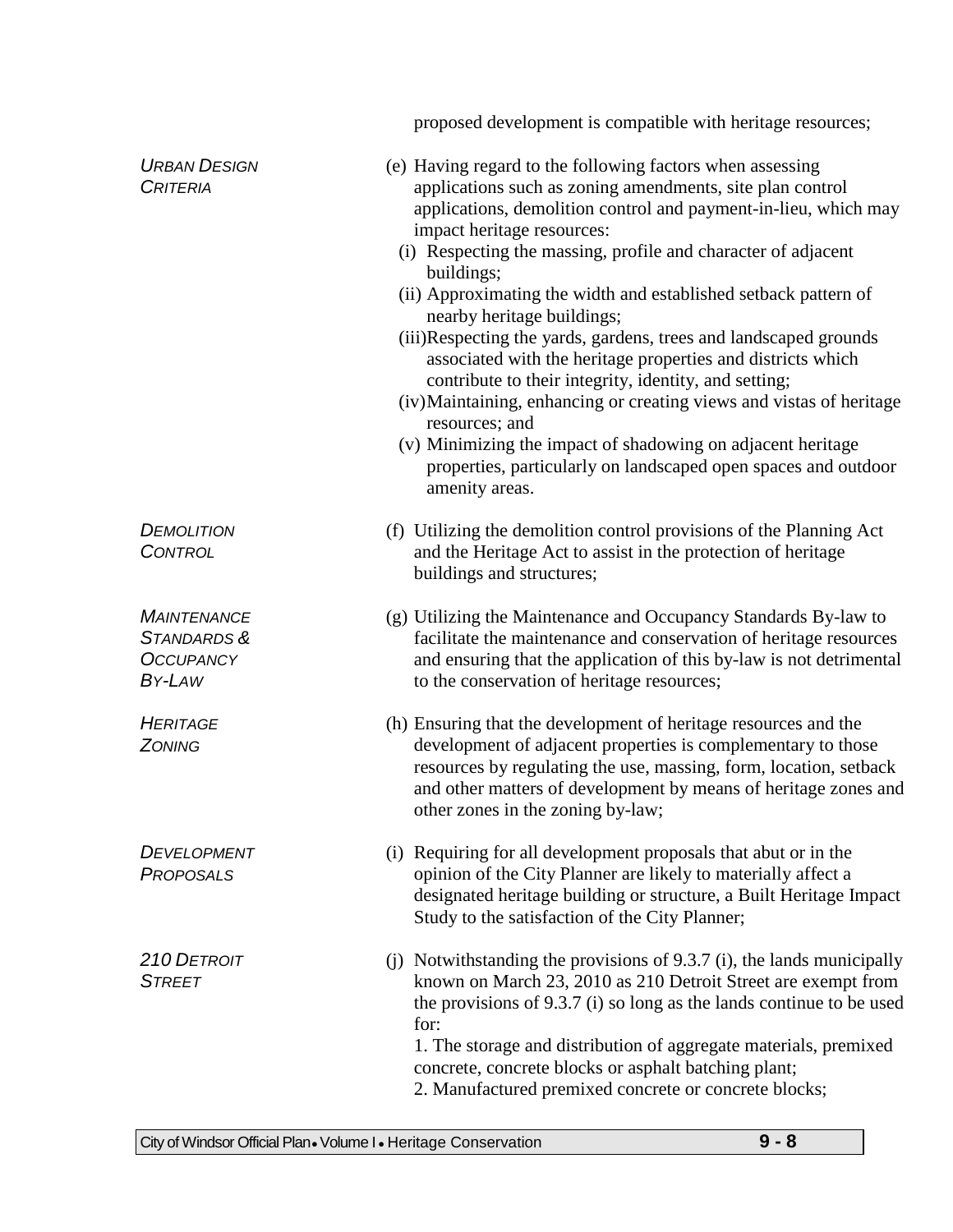proposed development is compatible with heritage resources;

*URBAN DESIGN CRITERIA*

(e) Having regard to the following factors when assessing applications such as zoning amendments, site plan control applications, demolition control and payment-in-lieu, which may impact heritage resources:

(i) Respecting the massing, profile and character of adjacent buildings;

(ii) Approximating the width and established setback pattern of nearby heritage buildings;

(iii) Respecting the yards, gardens, trees and landscaped grounds associated with the heritage properties and districts which contribute to their integrity, identity, and setting;

(iv) Maintaining, enhancing or creating views and vistas of heritage resources; and

(v) Minimizing the impact of shadowing on adjacent heritage properties, particularly on landscaped open spaces and outdoor amenity areas.

*DEMOLITION CONTROL*

(f) Utilizing the demolition control provisions of the Planning Act and the Heritage Act to assist in the protection of heritage buildings and structures;

*MAINTENANCE STANDARDS & OCCUPANCY BY-LAW*

(g) Utilizing the Maintenance and Occupancy Standards By-law to facilitate the maintenance and conservation of heritage resources and ensuring that the application of this by-law is not detrimental to the conservation of heritage resources;

*HERITAGE ZONING*

(h) Ensuring that the development of heritage resources and the development of adjacent properties is complementary to those resources by regulating the use, massing, form, location, setback and other matters of development by means of heritage zones and other zones in the zoning by-law;

*DEVELOPMENT PROPOSALS*

(i) Requiring for all development proposals that abut or in the opinion of the City Planner are likely to materially affect a designated heritage building or structure, a Built Heritage Impact Study to the satisfaction of the City Planner;

*210 DETROIT STREET*

(j) Notwithstanding the provisions of 9.3.7 (i), the lands municipally known on March 23, 2010 as 210 Detroit Street are exempt from the provisions of 9.3.7 (i) so long as the lands continue to be used for:

1. The storage and distribution of aggregate materials, premixed concrete, concrete blocks or asphalt batching plant;
2. Manufactured premixed concrete or concrete blocks;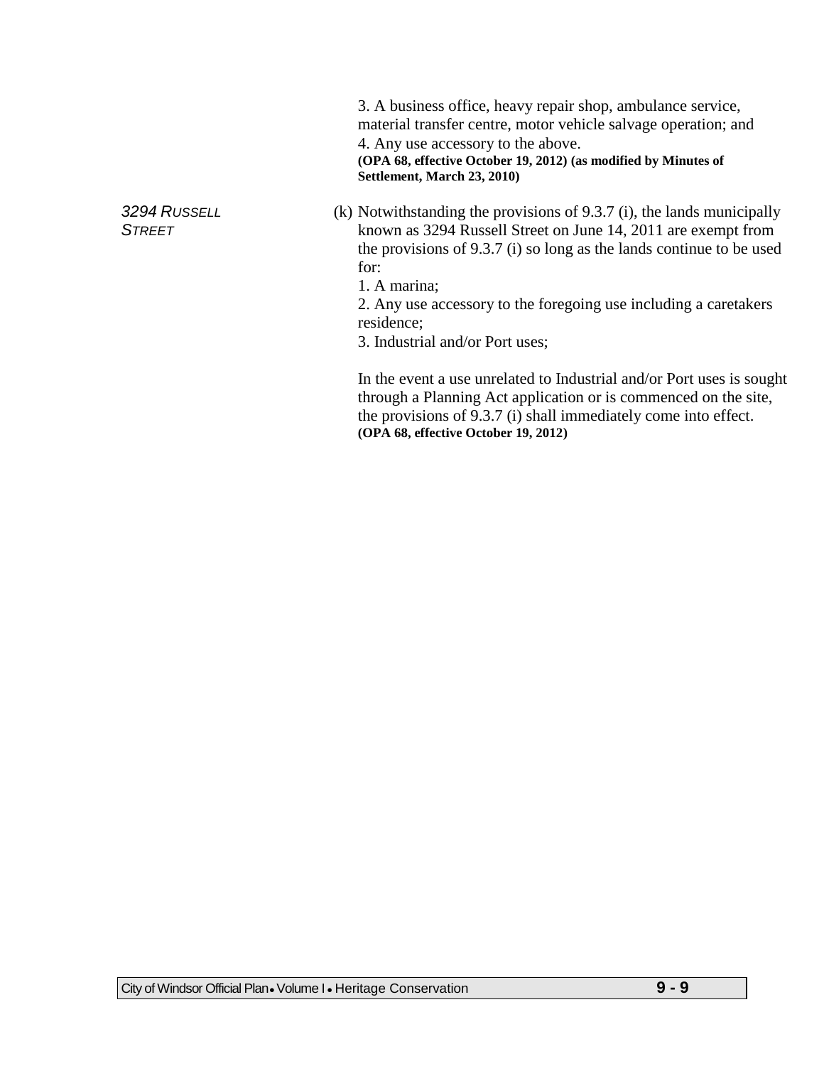3. A business office, heavy repair shop, ambulance service, material transfer centre, motor vehicle salvage operation; and
4. Any use accessory to the above.
**(OPA 68, effective October 19, 2012) (as modified by Minutes of Settlement, March 23, 2010)**

*3294 RUSSELL STREET*

(k) Notwithstanding the provisions of 9.3.7 (i), the lands municipally known as 3294 Russell Street on June 14, 2011 are exempt from the provisions of 9.3.7 (i) so long as the lands continue to be used for:
1. A marina;
2. Any use accessory to the foregoing use including a caretakers residence;
3. Industrial and/or Port uses;

In the event a use unrelated to Industrial and/or Port uses is sought through a Planning Act application or is commenced on the site, the provisions of 9.3.7 (i) shall immediately come into effect.
**(OPA 68, effective October 19, 2012)**